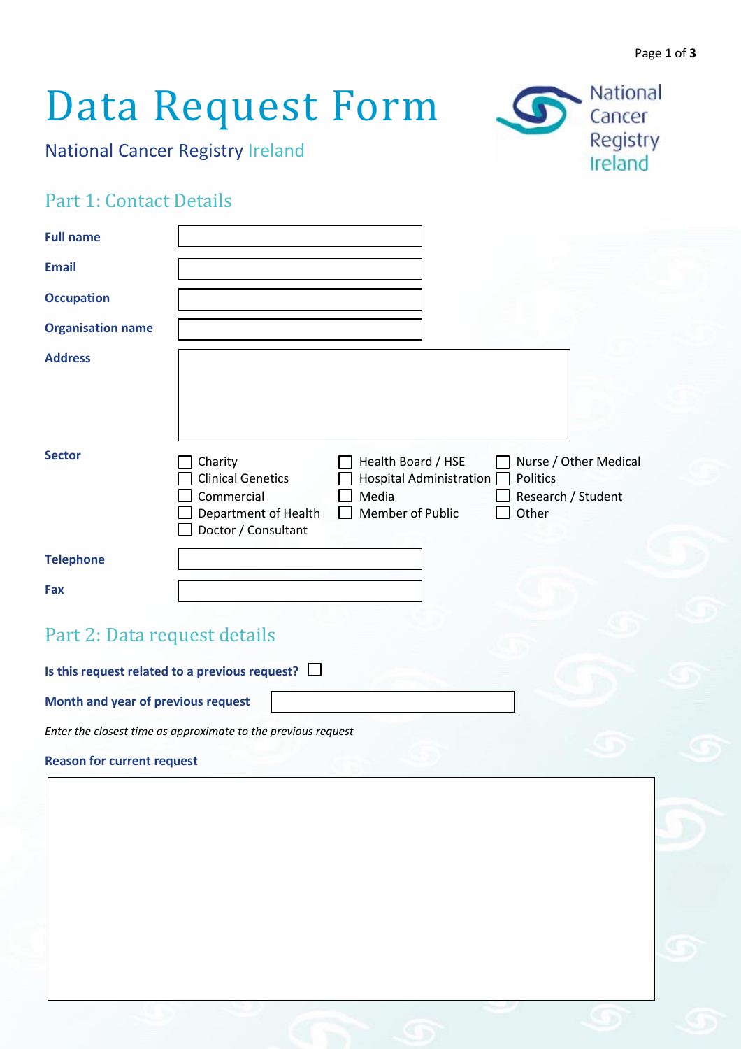# Data Request Form

National Cancer Registry Ireland

## Part 1: Contact Details

**Full name**

**Email**

**Occupation**

**Organisation name**

**Address**

**Sector**

- ☐ Charity
- ☐ Clinical Genetics
- ☐ Commercial
- ☐ Department of Health
- ☐ Doctor / Consultant
- ☐ Health Board / HSE
- ☐ Hospital Administration
- ☐ Media
- ☐ Member of Public
- ☐ Nurse / Other Medical
- ☐ Politics
- ☐ Research / Student
- ☐ Other

**Telephone**

**Fax**

## Part 2: Data request details

**Is this request related to a previous request?** ☐

**Month and year of previous request**

*Enter the closest time as approximate to the previous request*

**Reason for current request**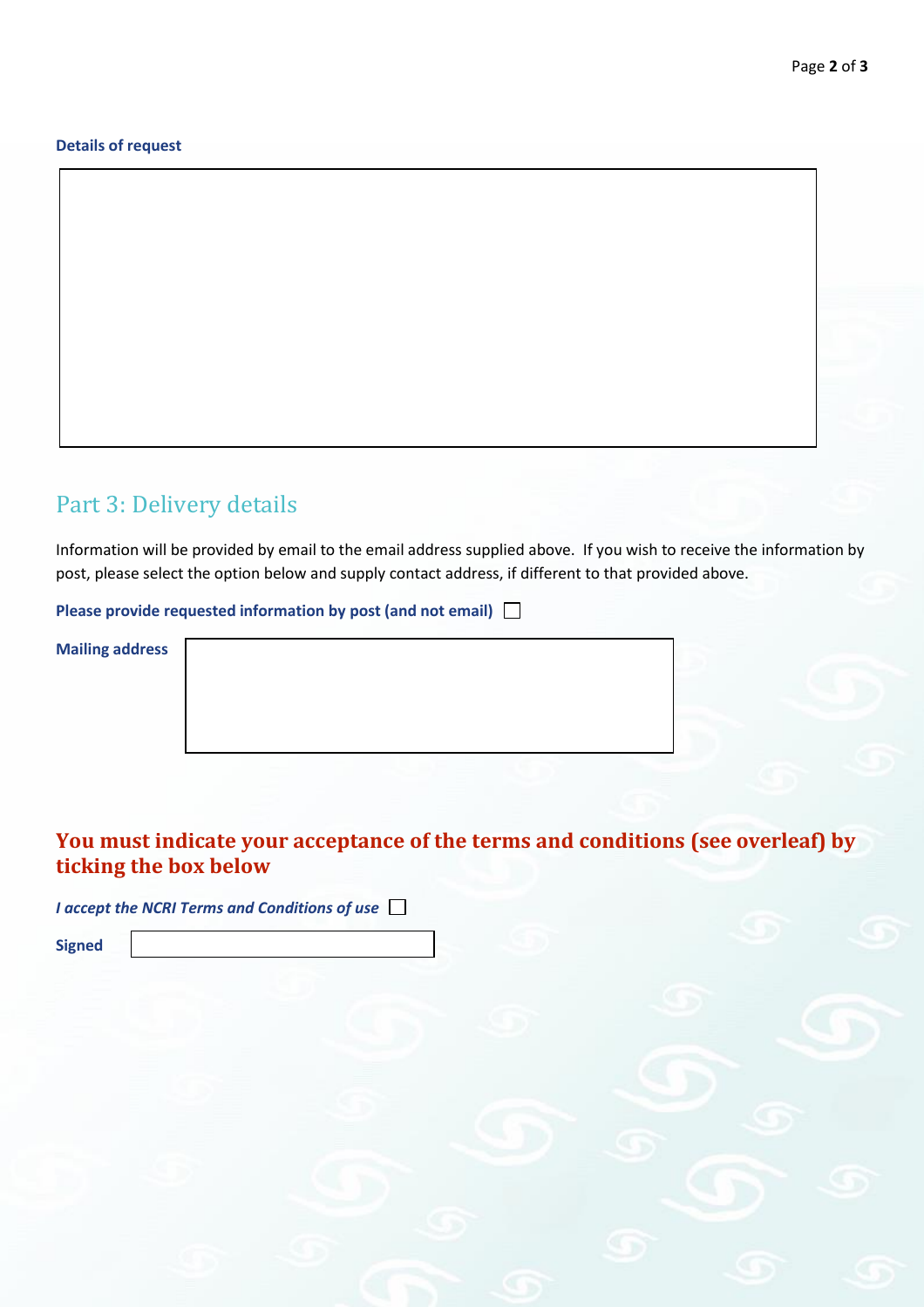**Details of request**

## Part 3: Delivery details

Information will be provided by email to the email address supplied above. If you wish to receive the information by post, please select the option below and supply contact address, if different to that provided above.

**Please provide requested information by post (and not email)** ☐

**Mailing address**

### You must indicate your acceptance of the terms and conditions (see overleaf) by ticking the box below

***I accept the NCRI Terms and Conditions of use*** ☐

**Signed**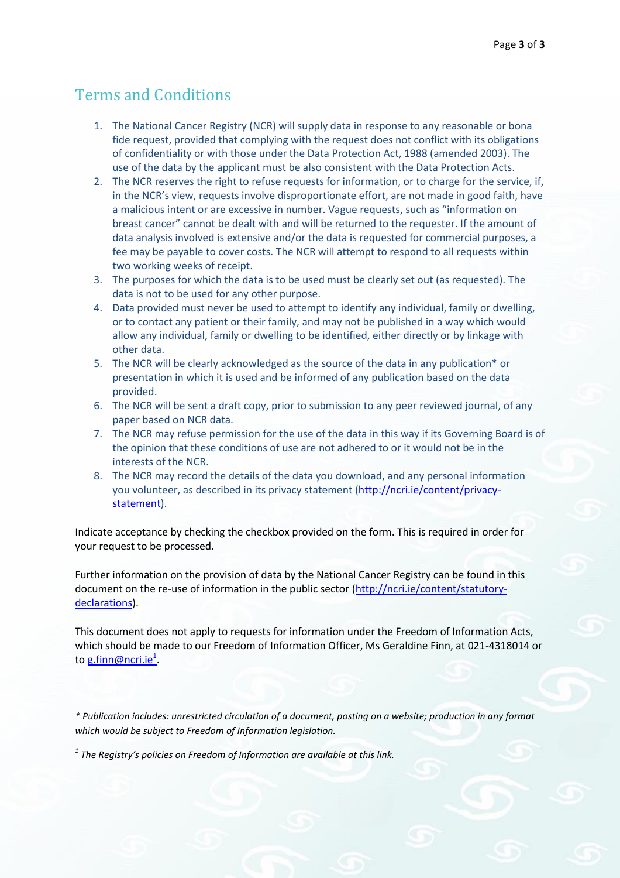## Terms and Conditions

1. The National Cancer Registry (NCR) will supply data in response to any reasonable or bona fide request, provided that complying with the request does not conflict with its obligations of confidentiality or with those under the Data Protection Act, 1988 (amended 2003). The use of the data by the applicant must be also consistent with the Data Protection Acts.
2. The NCR reserves the right to refuse requests for information, or to charge for the service, if, in the NCR's view, requests involve disproportionate effort, are not made in good faith, have a malicious intent or are excessive in number. Vague requests, such as "information on breast cancer" cannot be dealt with and will be returned to the requester. If the amount of data analysis involved is extensive and/or the data is requested for commercial purposes, a fee may be payable to cover costs. The NCR will attempt to respond to all requests within two working weeks of receipt.
3. The purposes for which the data is to be used must be clearly set out (as requested). The data is not to be used for any other purpose.
4. Data provided must never be used to attempt to identify any individual, family or dwelling, or to contact any patient or their family, and may not be published in a way which would allow any individual, family or dwelling to be identified, either directly or by linkage with other data.
5. The NCR will be clearly acknowledged as the source of the data in any publication* or presentation in which it is used and be informed of any publication based on the data provided.
6. The NCR will be sent a draft copy, prior to submission to any peer reviewed journal, of any paper based on NCR data.
7. The NCR may refuse permission for the use of the data in this way if its Governing Board is of the opinion that these conditions of use are not adhered to or it would not be in the interests of the NCR.
8. The NCR may record the details of the data you download, and any personal information you volunteer, as described in its privacy statement (http://ncri.ie/content/privacy-statement).

Indicate acceptance by checking the checkbox provided on the form. This is required in order for your request to be processed.

Further information on the provision of data by the National Cancer Registry can be found in this document on the re-use of information in the public sector (http://ncri.ie/content/statutory-declarations).

This document does not apply to requests for information under the Freedom of Information Acts, which should be made to our Freedom of Information Officer, Ms Geraldine Finn, at 021-4318014 or to g.finn@ncri.ie[1].

*\* Publication includes: unrestricted circulation of a document, posting on a website; production in any format which would be subject to Freedom of Information legislation.*

[1] *The Registry's policies on Freedom of Information are available at this link.*